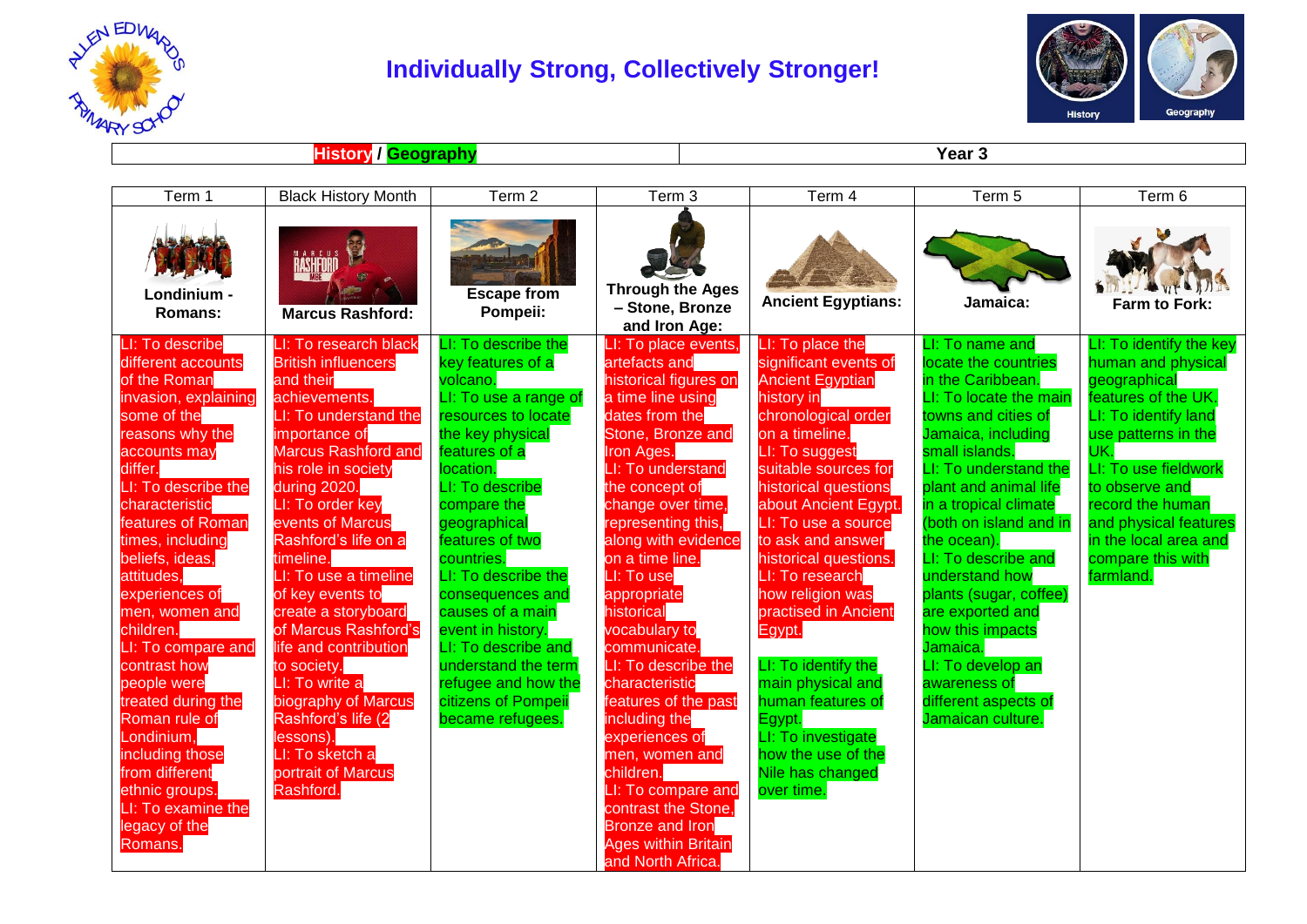# Individually Strong, Collectively Stronger!

| History / Geography | Year 3 |
|---|---|

| Term 1 | Black History Month | Term 2 | Term 3 | Term 4 | Term 5 | Term 6 |
|---|---|---|---|---|---|---|
| **Londinium - Romans:** | **Marcus Rashford:** | **Escape from Pompeii:** | **Through the Ages – Stone, Bronze and Iron Age:** | **Ancient Egyptians:** | **Jamaica:** | **Farm to Fork:** |
| LI: To describe different accounts of the Roman invasion, explaining some of the reasons why the accounts may differ.<br>LI: To describe the characteristic features of Roman times, including beliefs, ideas, attitudes, experiences of men, women and children.<br>LI: To compare and contrast how people were treated during the Roman rule of Londinium, including those from different ethnic groups.<br>LI: To examine the legacy of the Romans. | LI: To research black British influencers and their achievements.<br>LI: To understand the importance of Marcus Rashford and his role in society during 2020.<br>LI: To order key events of Marcus Rashford's life on a timeline.<br>LI: To use a timeline of key events to create a storyboard of Marcus Rashford's life and contribution to society.<br>LI: To write a biography of Marcus Rashford's life (2 lessons).<br>LI: To sketch a portrait of Marcus Rashford. | LI: To describe the key features of a volcano.<br>LI: To use a range of resources to locate the key physical features of a location.<br>LI: To describe compare the geographical features of two countries.<br>LI: To describe the consequences and causes of a main event in history.<br>LI: To describe and understand the term refugee and how the citizens of Pompeii became refugees. | LI: To place events, artefacts and historical figures on a time line using dates from the Stone, Bronze and Iron Ages.<br>LI: To understand the concept of change over time, representing this, along with evidence on a time line.<br>LI: To use appropriate historical vocabulary to communicate.<br>LI: To describe the characteristic features of the past including the experiences of men, women and children.<br>LI: To compare and contrast the Stone, Bronze and Iron Ages within Britain and North Africa. | LI: To place the significant events of Ancient Egyptian history in chronological order on a timeline.<br>LI: To suggest suitable sources for historical questions about Ancient Egypt.<br>LI: To use a source to ask and answer historical questions.<br>LI: To research how religion was practised in Ancient Egypt.<br><br>LI: To identify the main physical and human features of Egypt.<br>LI: To investigate how the use of the Nile has changed over time. | LI: To name and locate the countries in the Caribbean.<br>LI: To locate the main towns and cities of Jamaica, including small islands.<br>LI: To understand the plant and animal life in a tropical climate (both on island and in the ocean).<br>LI: To describe and understand how plants (sugar, coffee) are exported and how this impacts Jamaica.<br>LI: To develop an awareness of different aspects of Jamaican culture. | LI: To identify the key human and physical geographical features of the UK.<br>LI: To identify land use patterns in the UK.<br>LI: To use fieldwork to observe and record the human and physical features in the local area and compare this with farmland. |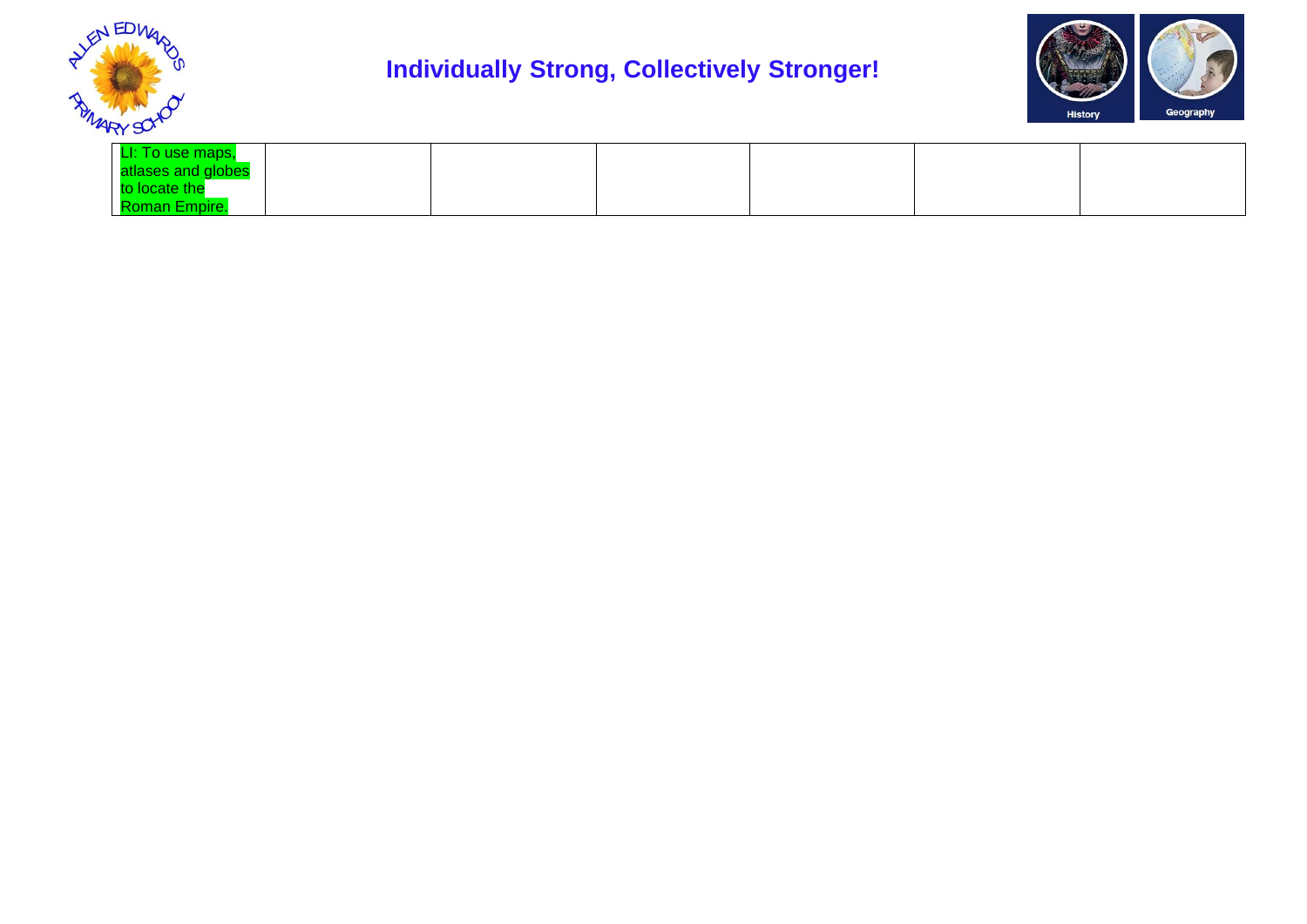| | | | | | | |
|---|---|---|---|---|---|---|
| LI: To use maps, atlases and globes to locate the Roman Empire. | | | | | | |